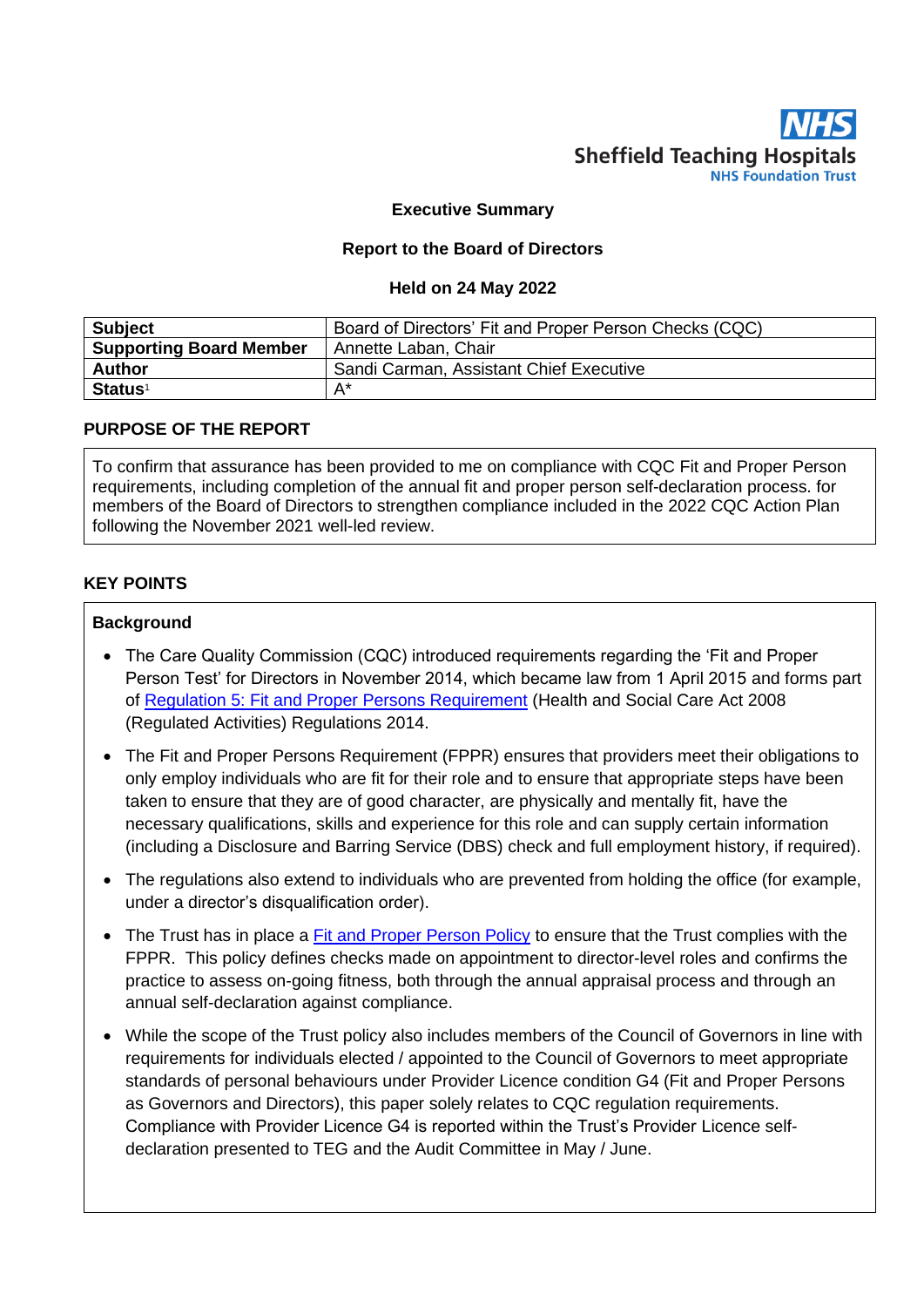NHS
Sheffield Teaching Hospitals
NHS Foundation Trust

**Executive Summary**

**Report to the Board of Directors**

**Held on 24 May 2022**

| **Subject** | Board of Directors' Fit and Proper Person Checks (CQC) |
|---|---|
| **Supporting Board Member** | Annette Laban, Chair |
| **Author** | Sandi Carman, Assistant Chief Executive |
| **Status**[1] | A* |

## PURPOSE OF THE REPORT

To confirm that assurance has been provided to me on compliance with CQC Fit and Proper Person requirements, including completion of the annual fit and proper person self-declaration process. for members of the Board of Directors to strengthen compliance included in the 2022 CQC Action Plan following the November 2021 well-led review.

## KEY POINTS

### Background

- The Care Quality Commission (CQC) introduced requirements regarding the 'Fit and Proper Person Test' for Directors in November 2014, which became law from 1 April 2015 and forms part of [Regulation 5: Fit and Proper Persons Requirement] (Health and Social Care Act 2008 (Regulated Activities) Regulations 2014.
- The Fit and Proper Persons Requirement (FPPR) ensures that providers meet their obligations to only employ individuals who are fit for their role and to ensure that appropriate steps have been taken to ensure that they are of good character, are physically and mentally fit, have the necessary qualifications, skills and experience for this role and can supply certain information (including a Disclosure and Barring Service (DBS) check and full employment history, if required).
- The regulations also extend to individuals who are prevented from holding the office (for example, under a director's disqualification order).
- The Trust has in place a [Fit and Proper Person Policy] to ensure that the Trust complies with the FPPR. This policy defines checks made on appointment to director-level roles and confirms the practice to assess on-going fitness, both through the annual appraisal process and through an annual self-declaration against compliance.
- While the scope of the Trust policy also includes members of the Council of Governors in line with requirements for individuals elected / appointed to the Council of Governors to meet appropriate standards of personal behaviours under Provider Licence condition G4 (Fit and Proper Persons as Governors and Directors), this paper solely relates to CQC regulation requirements. Compliance with Provider Licence G4 is reported within the Trust's Provider Licence self-declaration presented to TEG and the Audit Committee in May / June.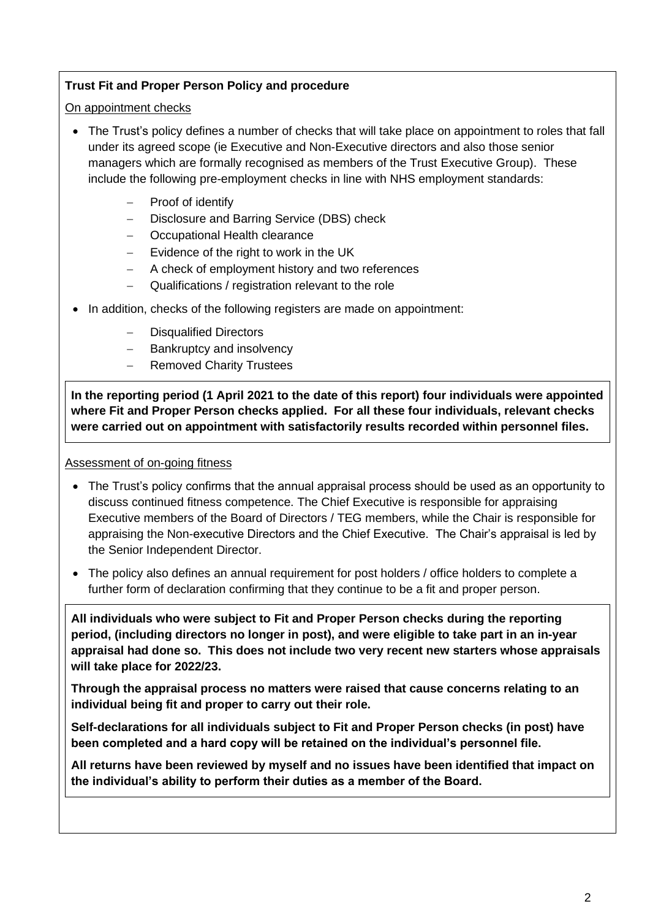**Trust Fit and Proper Person Policy and procedure**

On appointment checks

- The Trust's policy defines a number of checks that will take place on appointment to roles that fall under its agreed scope (ie Executive and Non-Executive directors and also those senior managers which are formally recognised as members of the Trust Executive Group). These include the following pre-employment checks in line with NHS employment standards:
  - Proof of identify
  - Disclosure and Barring Service (DBS) check
  - Occupational Health clearance
  - Evidence of the right to work in the UK
  - A check of employment history and two references
  - Qualifications / registration relevant to the role
- In addition, checks of the following registers are made on appointment:
  - Disqualified Directors
  - Bankruptcy and insolvency
  - Removed Charity Trustees

**In the reporting period (1 April 2021 to the date of this report) four individuals were appointed where Fit and Proper Person checks applied. For all these four individuals, relevant checks were carried out on appointment with satisfactorily results recorded within personnel files.**

Assessment of on-going fitness

- The Trust's policy confirms that the annual appraisal process should be used as an opportunity to discuss continued fitness competence. The Chief Executive is responsible for appraising Executive members of the Board of Directors / TEG members, while the Chair is responsible for appraising the Non-executive Directors and the Chief Executive. The Chair's appraisal is led by the Senior Independent Director.
- The policy also defines an annual requirement for post holders / office holders to complete a further form of declaration confirming that they continue to be a fit and proper person.

**All individuals who were subject to Fit and Proper Person checks during the reporting period, (including directors no longer in post), and were eligible to take part in an in-year appraisal had done so. This does not include two very recent new starters whose appraisals will take place for 2022/23.**

**Through the appraisal process no matters were raised that cause concerns relating to an individual being fit and proper to carry out their role.**

**Self-declarations for all individuals subject to Fit and Proper Person checks (in post) have been completed and a hard copy will be retained on the individual's personnel file.**

**All returns have been reviewed by myself and no issues have been identified that impact on the individual's ability to perform their duties as a member of the Board.**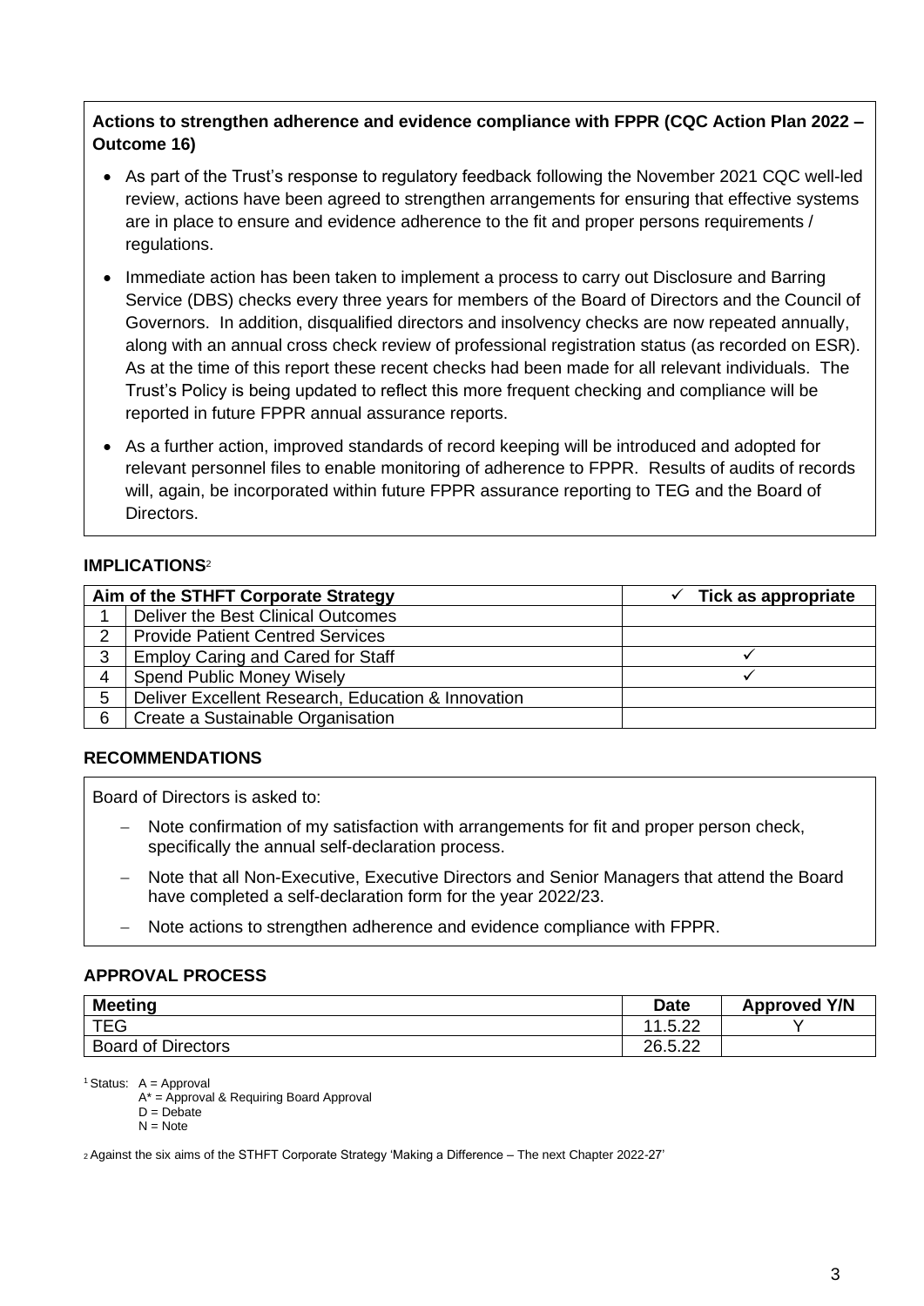**Actions to strengthen adherence and evidence compliance with FPPR (CQC Action Plan 2022 – Outcome 16)**

- As part of the Trust's response to regulatory feedback following the November 2021 CQC well-led review, actions have been agreed to strengthen arrangements for ensuring that effective systems are in place to ensure and evidence adherence to the fit and proper persons requirements / regulations.
- Immediate action has been taken to implement a process to carry out Disclosure and Barring Service (DBS) checks every three years for members of the Board of Directors and the Council of Governors. In addition, disqualified directors and insolvency checks are now repeated annually, along with an annual cross check review of professional registration status (as recorded on ESR). As at the time of this report these recent checks had been made for all relevant individuals. The Trust's Policy is being updated to reflect this more frequent checking and compliance will be reported in future FPPR annual assurance reports.
- As a further action, improved standards of record keeping will be introduced and adopted for relevant personnel files to enable monitoring of adherence to FPPR. Results of audits of records will, again, be incorporated within future FPPR assurance reporting to TEG and the Board of Directors.

**IMPLICATIONS**[2]

| Aim of the STHFT Corporate Strategy | | ✓ Tick as appropriate |
|---|---|---|
| 1 | Deliver the Best Clinical Outcomes | |
| 2 | Provide Patient Centred Services | |
| 3 | Employ Caring and Cared for Staff | ✓ |
| 4 | Spend Public Money Wisely | ✓ |
| 5 | Deliver Excellent Research, Education & Innovation | |
| 6 | Create a Sustainable Organisation | |

**RECOMMENDATIONS**

Board of Directors is asked to:

- Note confirmation of my satisfaction with arrangements for fit and proper person check, specifically the annual self-declaration process.
- Note that all Non-Executive, Executive Directors and Senior Managers that attend the Board have completed a self-declaration form for the year 2022/23.
- Note actions to strengthen adherence and evidence compliance with FPPR.

**APPROVAL PROCESS**

| Meeting | Date | Approved Y/N |
|---|---|---|
| TEG | 11.5.22 | Y |
| Board of Directors | 26.5.22 | |

[1] Status: A = Approval
A* = Approval & Requiring Board Approval
D = Debate
N = Note

[2] Against the six aims of the STHFT Corporate Strategy 'Making a Difference – The next Chapter 2022-27'